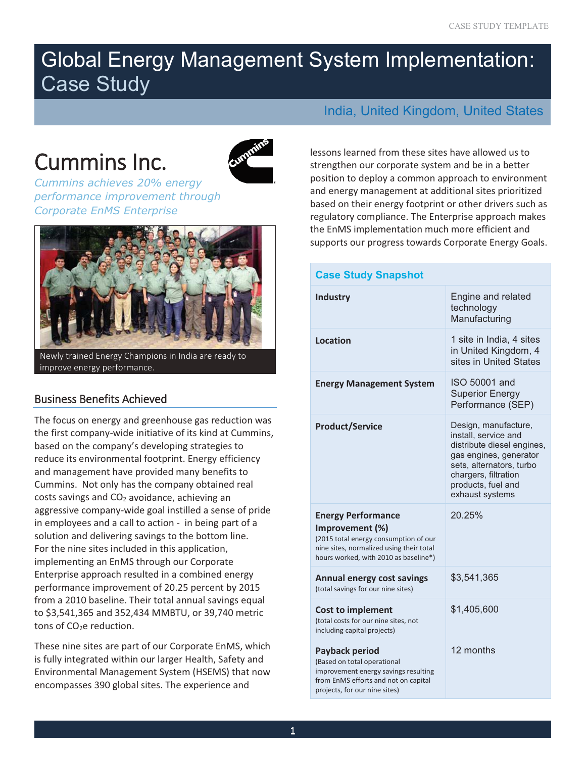# Global Energy Management System Implementation: Case Study

India, United Kingdom, United States

## Cummins Inc.

*Cummins achieves 20% energy performance improvement through Corporate EnMS Enterprise*

Newly trained Energy Champions in India are ready to improve energy performance.

### Business Benefits Achieved

The focus on energy and greenhouse gas reduction was the first company-wide initiative of its kind at Cummins, based on the company's developing strategies to reduce its environmental footprint. Energy efficiency and management have provided many benefits to Cummins. Not only has the company obtained real costs savings and $CO_2$ avoidance, achieving an aggressive company-wide goal instilled a sense of pride in employees and a call to action - in being part of a solution and delivering savings to the bottom line. For the nine sites included in this application, implementing an EnMS through our Corporate Enterprise approach resulted in a combined energy performance improvement of 20.25 percent by 2015 from a 2010 baseline. Their total annual savings equal to $3,541,365 and 352,434 MMBTU, or 39,740 metric tons of $CO_2e$ reduction.

These nine sites are part of our Corporate EnMS, which is fully integrated within our larger Health, Safety and Environmental Management System (HSEMS) that now encompasses 390 global sites. The experience and lessons learned from these sites have allowed us to strengthen our corporate system and be in a better position to deploy a common approach to environment and energy management at additional sites prioritized based on their energy footprint or other drivers such as regulatory compliance. The Enterprise approach makes the EnMS implementation much more efficient and supports our progress towards Corporate Energy Goals.

| Case Study Snapshot | |
|---|---|
| **Industry** | Engine and related technology Manufacturing |
| **Location** | 1 site in India, 4 sites in United Kingdom, 4 sites in United States |
| **Energy Management System** | ISO 50001 and Superior Energy Performance (SEP) |
| **Product/Service** | Design, manufacture, install, service and distribute diesel engines, gas engines, generator sets, alternators, turbo chargers, filtration products, fuel and exhaust systems |
| **Energy Performance Improvement (%)** (2015 total energy consumption of our nine sites, normalized using their total hours worked, with 2010 as baseline*) | 20.25% |
| **Annual energy cost savings** (total savings for our nine sites) | $3,541,365 |
| **Cost to implement** (total costs for our nine sites, not including capital projects) | $1,405,600 |
| **Payback period** (Based on total operational improvement energy savings resulting from EnMS efforts and not on capital projects, for our nine sites) | 12 months |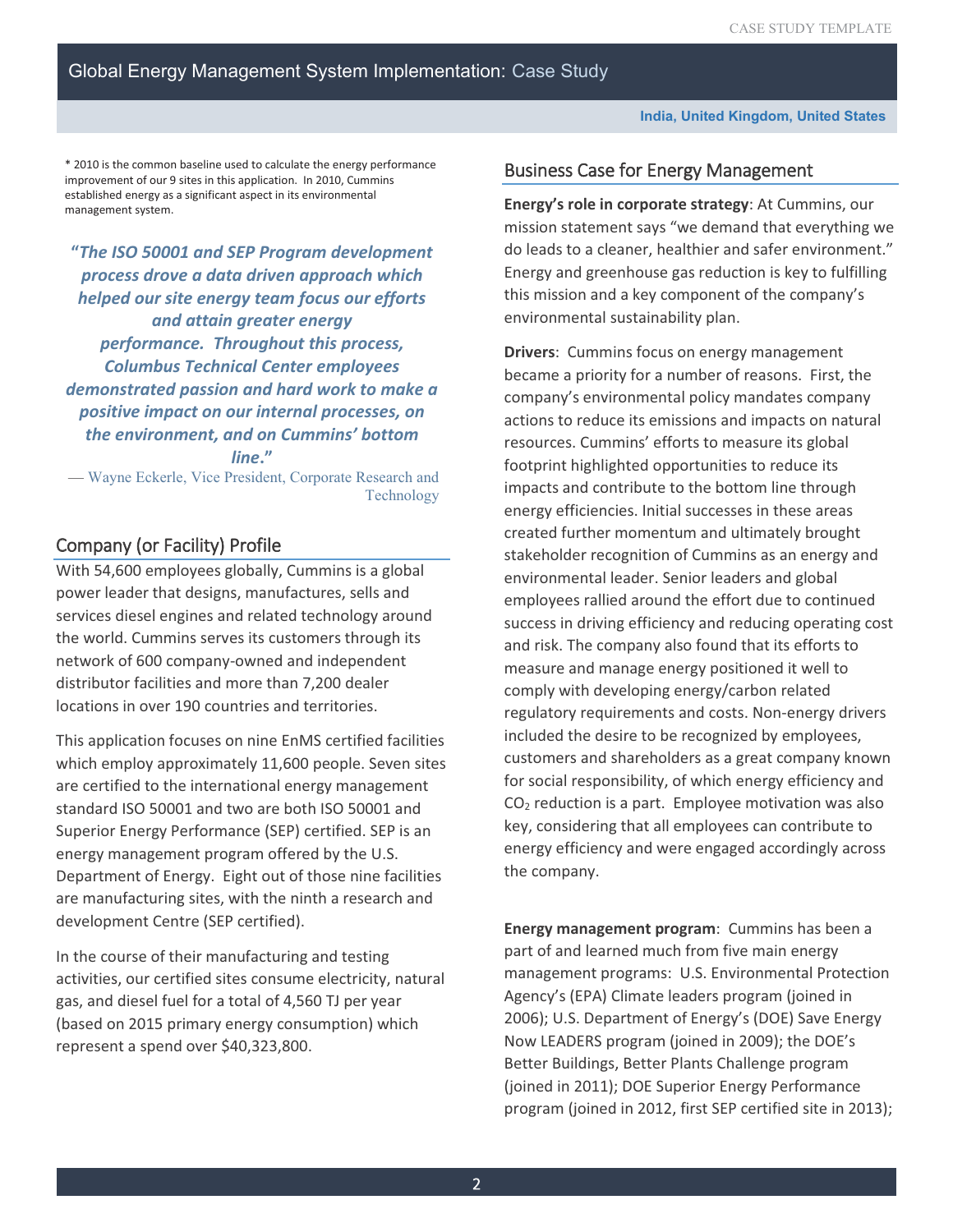# Global Energy Management System Implementation: Case Study

**India, United Kingdom, United States**

* 2010 is the common baseline used to calculate the energy performance improvement of our 9 sites in this application. In 2010, Cummins established energy as a significant aspect in its environmental management system.

> ***"The ISO 50001 and SEP Program development process drove a data driven approach which helped our site energy team focus our efforts and attain greater energy performance. Throughout this process, Columbus Technical Center employees demonstrated passion and hard work to make a positive impact on our internal processes, on the environment, and on Cummins' bottom line."***
>
> — Wayne Eckerle, Vice President, Corporate Research and Technology

## Company (or Facility) Profile

With 54,600 employees globally, Cummins is a global power leader that designs, manufactures, sells and services diesel engines and related technology around the world. Cummins serves its customers through its network of 600 company-owned and independent distributor facilities and more than 7,200 dealer locations in over 190 countries and territories.

This application focuses on nine EnMS certified facilities which employ approximately 11,600 people. Seven sites are certified to the international energy management standard ISO 50001 and two are both ISO 50001 and Superior Energy Performance (SEP) certified. SEP is an energy management program offered by the U.S. Department of Energy. Eight out of those nine facilities are manufacturing sites, with the ninth a research and development Centre (SEP certified).

In the course of their manufacturing and testing activities, our certified sites consume electricity, natural gas, and diesel fuel for a total of 4,560 TJ per year (based on 2015 primary energy consumption) which represent a spend over $40,323,800.

## Business Case for Energy Management

**Energy's role in corporate strategy**: At Cummins, our mission statement says "we demand that everything we do leads to a cleaner, healthier and safer environment." Energy and greenhouse gas reduction is key to fulfilling this mission and a key component of the company's environmental sustainability plan.

**Drivers**: Cummins focus on energy management became a priority for a number of reasons. First, the company's environmental policy mandates company actions to reduce its emissions and impacts on natural resources. Cummins' efforts to measure its global footprint highlighted opportunities to reduce its impacts and contribute to the bottom line through energy efficiencies. Initial successes in these areas created further momentum and ultimately brought stakeholder recognition of Cummins as an energy and environmental leader. Senior leaders and global employees rallied around the effort due to continued success in driving efficiency and reducing operating cost and risk. The company also found that its efforts to measure and manage energy positioned it well to comply with developing energy/carbon related regulatory requirements and costs. Non-energy drivers included the desire to be recognized by employees, customers and shareholders as a great company known for social responsibility, of which energy efficiency and $CO_2$ reduction is a part. Employee motivation was also key, considering that all employees can contribute to energy efficiency and were engaged accordingly across the company.

**Energy management program**: Cummins has been a part of and learned much from five main energy management programs: U.S. Environmental Protection Agency's (EPA) Climate leaders program (joined in 2006); U.S. Department of Energy's (DOE) Save Energy Now LEADERS program (joined in 2009); the DOE's Better Buildings, Better Plants Challenge program (joined in 2011); DOE Superior Energy Performance program (joined in 2012, first SEP certified site in 2013);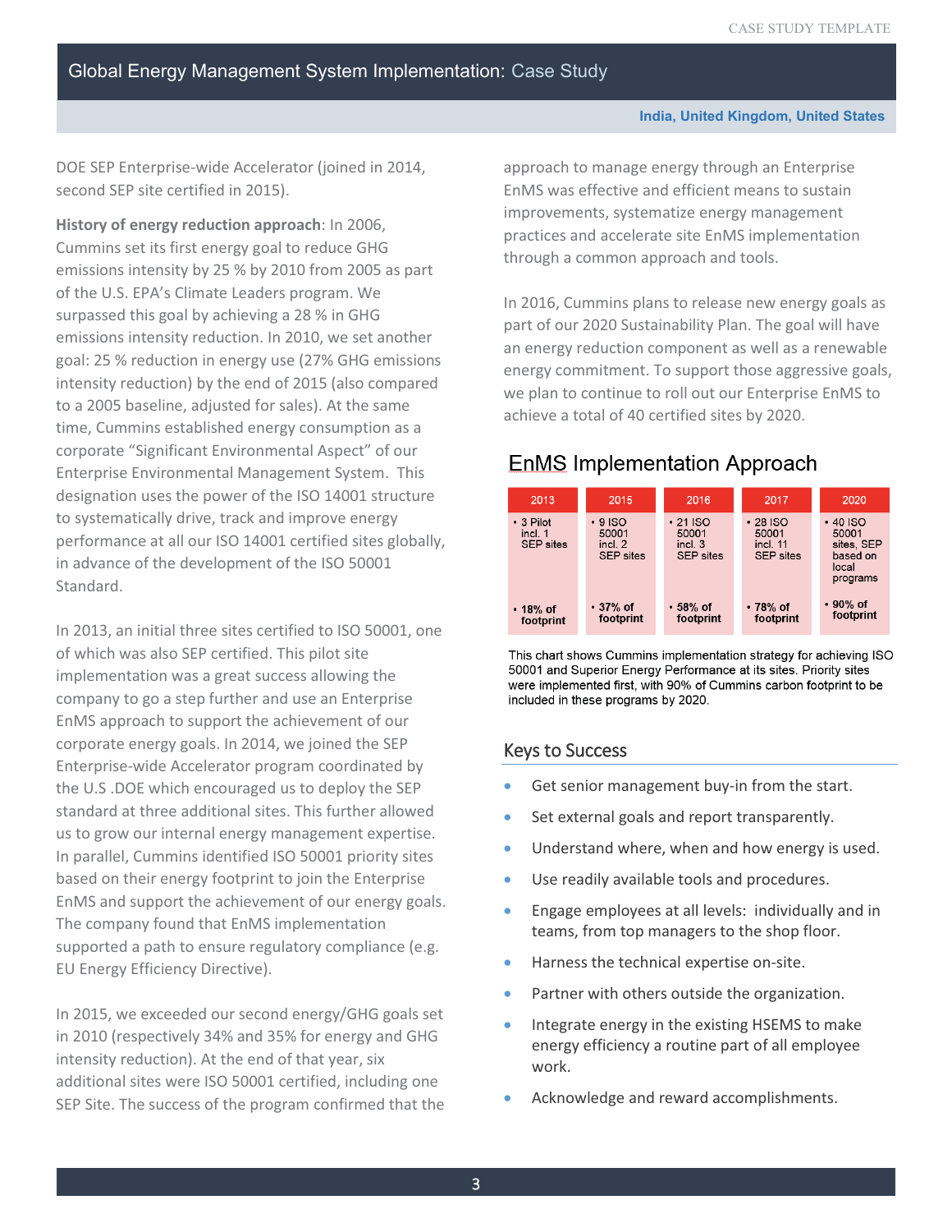# Global Energy Management System Implementation: Case Study

**India, United Kingdom, United States**

DOE SEP Enterprise-wide Accelerator (joined in 2014, second SEP site certified in 2015).

**History of energy reduction approach**: In 2006, Cummins set its first energy goal to reduce GHG emissions intensity by 25 % by 2010 from 2005 as part of the U.S. EPA's Climate Leaders program. We surpassed this goal by achieving a 28 % in GHG emissions intensity reduction. In 2010, we set another goal: 25 % reduction in energy use (27% GHG emissions intensity reduction) by the end of 2015 (also compared to a 2005 baseline, adjusted for sales). At the same time, Cummins established energy consumption as a corporate "Significant Environmental Aspect" of our Enterprise Environmental Management System. This designation uses the power of the ISO 14001 structure to systematically drive, track and improve energy performance at all our ISO 14001 certified sites globally, in advance of the development of the ISO 50001 Standard.

In 2013, an initial three sites certified to ISO 50001, one of which was also SEP certified. This pilot site implementation was a great success allowing the company to go a step further and use an Enterprise EnMS approach to support the achievement of our corporate energy goals. In 2014, we joined the SEP Enterprise-wide Accelerator program coordinated by the U.S .DOE which encouraged us to deploy the SEP standard at three additional sites. This further allowed us to grow our internal energy management expertise. In parallel, Cummins identified ISO 50001 priority sites based on their energy footprint to join the Enterprise EnMS and support the achievement of our energy goals. The company found that EnMS implementation supported a path to ensure regulatory compliance (e.g. EU Energy Efficiency Directive).

In 2015, we exceeded our second energy/GHG goals set in 2010 (respectively 34% and 35% for energy and GHG intensity reduction). At the end of that year, six additional sites were ISO 50001 certified, including one SEP Site. The success of the program confirmed that the approach to manage energy through an Enterprise EnMS was effective and efficient means to sustain improvements, systematize energy management practices and accelerate site EnMS implementation through a common approach and tools.

In 2016, Cummins plans to release new energy goals as part of our 2020 Sustainability Plan. The goal will have an energy reduction component as well as a renewable energy commitment. To support those aggressive goals, we plan to continue to roll out our Enterprise EnMS to achieve a total of 40 certified sites by 2020.

## EnMS Implementation Approach

| 2013 | 2015 | 2016 | 2017 | 2020 |
|---|---|---|---|---|
| • 3 Pilot incl. 1 SEP sites | • 9 ISO 50001 incl. 2 SEP sites | • 21 ISO 50001 incl. 3 SEP sites | • 28 ISO 50001 incl. 11 SEP sites | • 40 ISO 50001 sites, SEP based on local programs |
| • 18% of footprint | • 37% of footprint | • 58% of footprint | • 78% of footprint | • 90% of footprint |

This chart shows Cummins implementation strategy for achieving ISO 50001 and Superior Energy Performance at its sites. Priority sites were implemented first, with 90% of Cummins carbon footprint to be included in these programs by 2020.

## Keys to Success

- Get senior management buy-in from the start.
- Set external goals and report transparently.
- Understand where, when and how energy is used.
- Use readily available tools and procedures.
- Engage employees at all levels: individually and in teams, from top managers to the shop floor.
- Harness the technical expertise on-site.
- Partner with others outside the organization.
- Integrate energy in the existing HSEMS to make energy efficiency a routine part of all employee work.
- Acknowledge and reward accomplishments.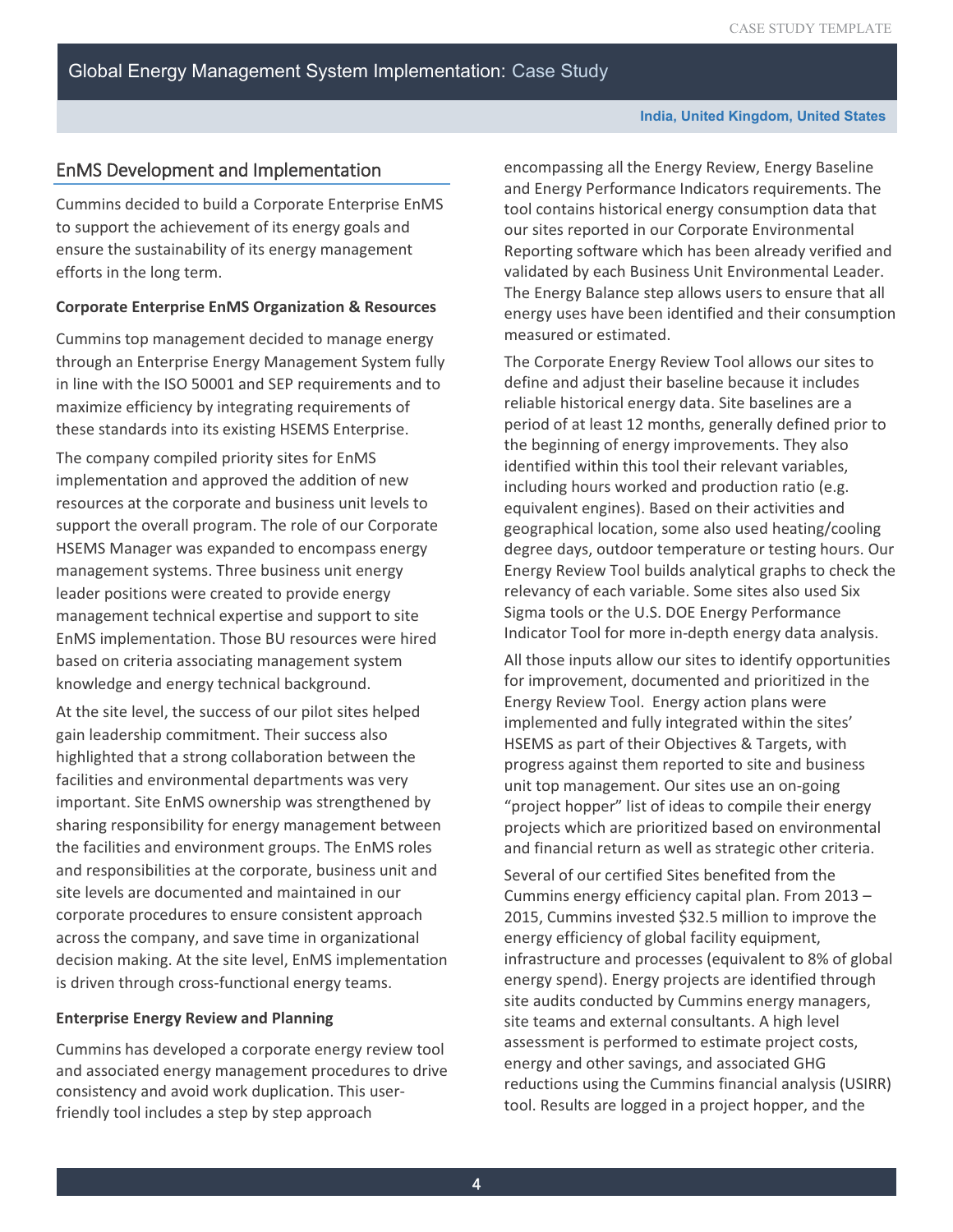## EnMS Development and Implementation

Cummins decided to build a Corporate Enterprise EnMS to support the achievement of its energy goals and ensure the sustainability of its energy management efforts in the long term.

**Corporate Enterprise EnMS Organization & Resources**

Cummins top management decided to manage energy through an Enterprise Energy Management System fully in line with the ISO 50001 and SEP requirements and to maximize efficiency by integrating requirements of these standards into its existing HSEMS Enterprise.

The company compiled priority sites for EnMS implementation and approved the addition of new resources at the corporate and business unit levels to support the overall program. The role of our Corporate HSEMS Manager was expanded to encompass energy management systems. Three business unit energy leader positions were created to provide energy management technical expertise and support to site EnMS implementation. Those BU resources were hired based on criteria associating management system knowledge and energy technical background.

At the site level, the success of our pilot sites helped gain leadership commitment. Their success also highlighted that a strong collaboration between the facilities and environmental departments was very important. Site EnMS ownership was strengthened by sharing responsibility for energy management between the facilities and environment groups. The EnMS roles and responsibilities at the corporate, business unit and site levels are documented and maintained in our corporate procedures to ensure consistent approach across the company, and save time in organizational decision making. At the site level, EnMS implementation is driven through cross-functional energy teams.

**Enterprise Energy Review and Planning**

Cummins has developed a corporate energy review tool and associated energy management procedures to drive consistency and avoid work duplication. This user-friendly tool includes a step by step approach encompassing all the Energy Review, Energy Baseline and Energy Performance Indicators requirements. The tool contains historical energy consumption data that our sites reported in our Corporate Environmental Reporting software which has been already verified and validated by each Business Unit Environmental Leader. The Energy Balance step allows users to ensure that all energy uses have been identified and their consumption measured or estimated.

The Corporate Energy Review Tool allows our sites to define and adjust their baseline because it includes reliable historical energy data. Site baselines are a period of at least 12 months, generally defined prior to the beginning of energy improvements. They also identified within this tool their relevant variables, including hours worked and production ratio (e.g. equivalent engines). Based on their activities and geographical location, some also used heating/cooling degree days, outdoor temperature or testing hours. Our Energy Review Tool builds analytical graphs to check the relevancy of each variable. Some sites also used Six Sigma tools or the U.S. DOE Energy Performance Indicator Tool for more in-depth energy data analysis.

All those inputs allow our sites to identify opportunities for improvement, documented and prioritized in the Energy Review Tool. Energy action plans were implemented and fully integrated within the sites' HSEMS as part of their Objectives & Targets, with progress against them reported to site and business unit top management. Our sites use an on-going "project hopper" list of ideas to compile their energy projects which are prioritized based on environmental and financial return as well as strategic other criteria.

Several of our certified Sites benefited from the Cummins energy efficiency capital plan. From 2013 – 2015, Cummins invested $32.5 million to improve the energy efficiency of global facility equipment, infrastructure and processes (equivalent to 8% of global energy spend). Energy projects are identified through site audits conducted by Cummins energy managers, site teams and external consultants. A high level assessment is performed to estimate project costs, energy and other savings, and associated GHG reductions using the Cummins financial analysis (USIRR) tool. Results are logged in a project hopper, and the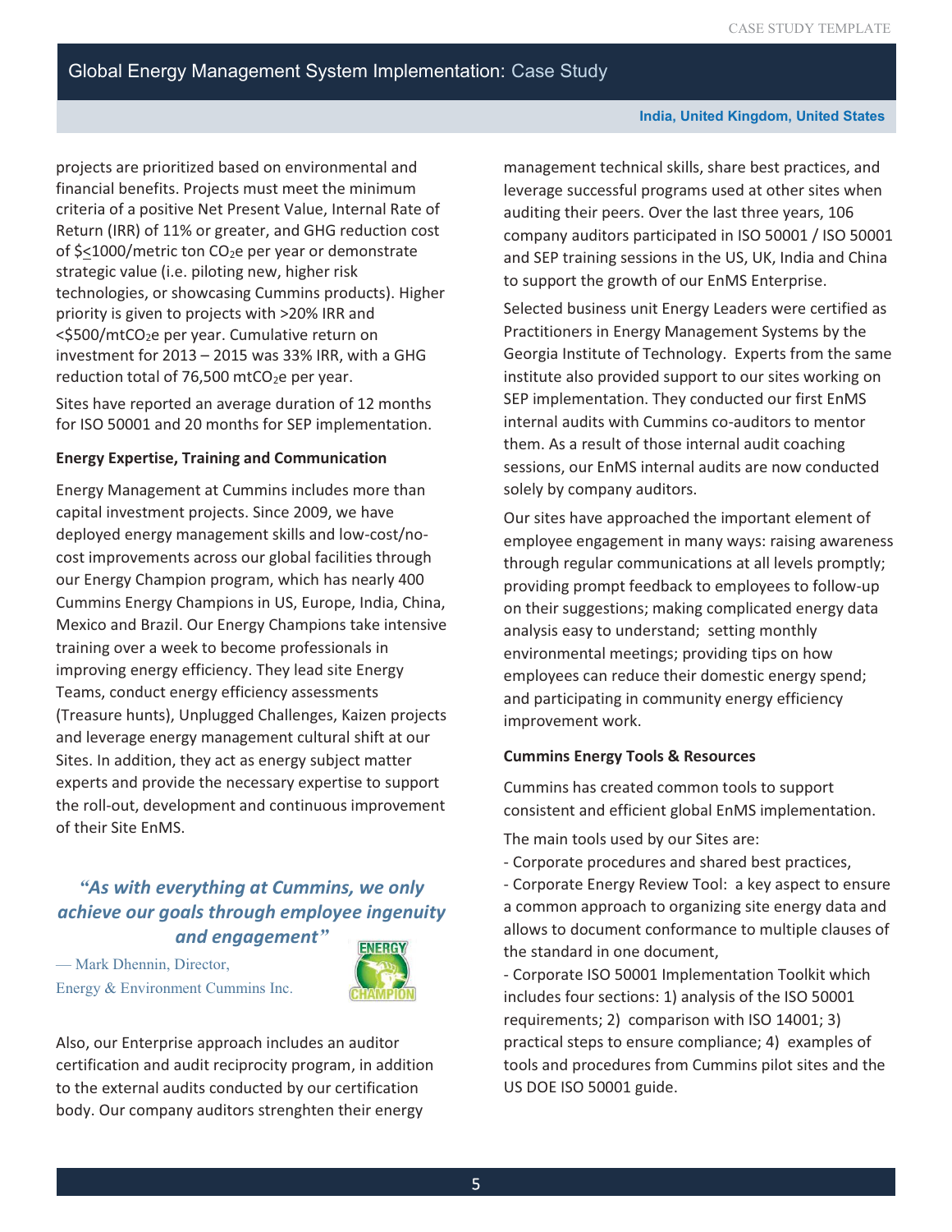projects are prioritized based on environmental and financial benefits. Projects must meet the minimum criteria of a positive Net Present Value, Internal Rate of Return (IRR) of 11% or greater, and GHG reduction cost of $≤1000/metric ton $CO_2e$ per year or demonstrate strategic value (i.e. piloting new, higher risk technologies, or showcasing Cummins products). Higher priority is given to projects with >20% IRR and <$500/mt$CO_2e$ per year. Cumulative return on investment for 2013 – 2015 was 33% IRR, with a GHG reduction total of 76,500 mt$CO_2e$ per year.

Sites have reported an average duration of 12 months for ISO 50001 and 20 months for SEP implementation.

**Energy Expertise, Training and Communication**

Energy Management at Cummins includes more than capital investment projects. Since 2009, we have deployed energy management skills and low-cost/no-cost improvements across our global facilities through our Energy Champion program, which has nearly 400 Cummins Energy Champions in US, Europe, India, China, Mexico and Brazil. Our Energy Champions take intensive training over a week to become professionals in improving energy efficiency. They lead site Energy Teams, conduct energy efficiency assessments (Treasure hunts), Unplugged Challenges, Kaizen projects and leverage energy management cultural shift at our Sites. In addition, they act as energy subject matter experts and provide the necessary expertise to support the roll-out, development and continuous improvement of their Site EnMS.

> ***"As with everything at Cummins, we only achieve our goals through employee ingenuity and engagement"***
>
> — Mark Dhennin, Director, Energy & Environment Cummins Inc.

Also, our Enterprise approach includes an auditor certification and audit reciprocity program, in addition to the external audits conducted by our certification body. Our company auditors strenghten their energy management technical skills, share best practices, and leverage successful programs used at other sites when auditing their peers. Over the last three years, 106 company auditors participated in ISO 50001 / ISO 50001 and SEP training sessions in the US, UK, India and China to support the growth of our EnMS Enterprise.

Selected business unit Energy Leaders were certified as Practitioners in Energy Management Systems by the Georgia Institute of Technology. Experts from the same institute also provided support to our sites working on SEP implementation. They conducted our first EnMS internal audits with Cummins co-auditors to mentor them. As a result of those internal audit coaching sessions, our EnMS internal audits are now conducted solely by company auditors.

Our sites have approached the important element of employee engagement in many ways: raising awareness through regular communications at all levels promptly; providing prompt feedback to employees to follow-up on their suggestions; making complicated energy data analysis easy to understand; setting monthly environmental meetings; providing tips on how employees can reduce their domestic energy spend; and participating in community energy efficiency improvement work.

**Cummins Energy Tools & Resources**

Cummins has created common tools to support consistent and efficient global EnMS implementation.

The main tools used by our Sites are:

- Corporate procedures and shared best practices,
- Corporate Energy Review Tool: a key aspect to ensure a common approach to organizing site energy data and allows to document conformance to multiple clauses of the standard in one document,
- Corporate ISO 50001 Implementation Toolkit which includes four sections: 1) analysis of the ISO 50001 requirements; 2) comparison with ISO 14001; 3) practical steps to ensure compliance; 4) examples of tools and procedures from Cummins pilot sites and the US DOE ISO 50001 guide.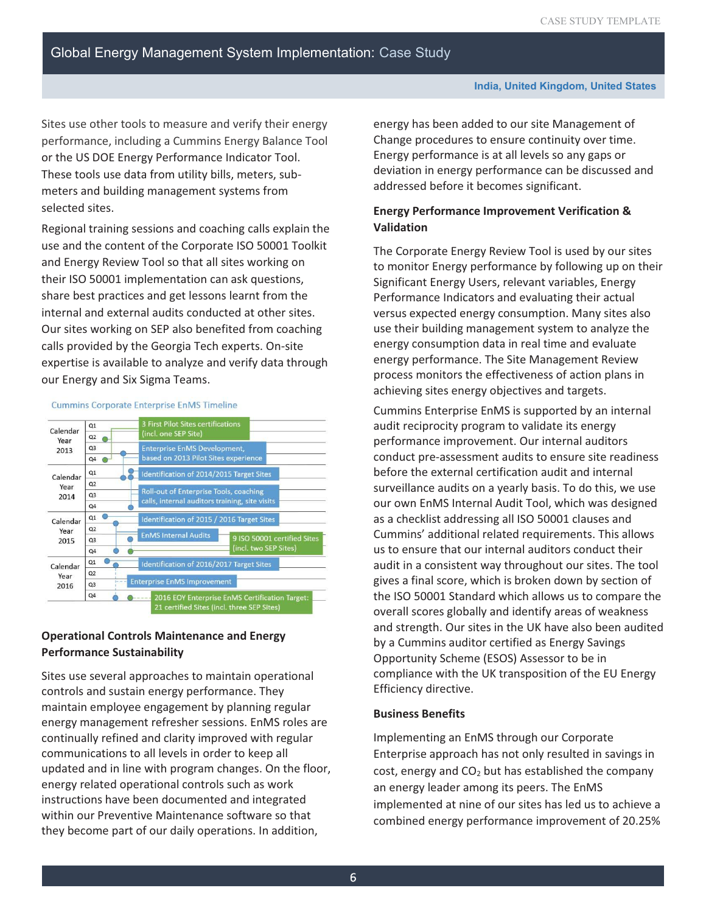Sites use other tools to measure and verify their energy performance, including a Cummins Energy Balance Tool or the US DOE Energy Performance Indicator Tool. These tools use data from utility bills, meters, sub-meters and building management systems from selected sites.

Regional training sessions and coaching calls explain the use and the content of the Corporate ISO 50001 Toolkit and Energy Review Tool so that all sites working on their ISO 50001 implementation can ask questions, share best practices and get lessons learnt from the internal and external audits conducted at other sites. Our sites working on SEP also benefited from coaching calls provided by the Georgia Tech experts. On-site expertise is available to analyze and verify data through our Energy and Six Sigma Teams.

Cummins Corporate Enterprise EnMS Timeline

| Year | Quarter | Milestone |
|---|---|---|
| Calendar Year 2013 | Q1 | 3 First Pilot Sites certifications (incl. one SEP Site) |
| | Q2 | |
| | Q3 | Enterprise EnMS Development, based on 2013 Pilot Sites experience |
| | Q4 | |
| Calendar Year 2014 | Q1 | Identification of 2014/2015 Target Sites |
| | Q2 | |
| | Q3 | Roll-out of Enterprise Tools, coaching calls, internal auditors training, site visits |
| | Q4 | |
| Calendar Year 2015 | Q1 | Identification of 2015 / 2016 Target Sites |
| | Q2 | EnMS Internal Audits |
| | Q3 | 9 ISO 50001 certified Sites (incl. two SEP Sites) |
| | Q4 | |
| Calendar Year 2016 | Q1 | Identification of 2016/2017 Target Sites |
| | Q2 | |
| | Q3 | Enterprise EnMS Improvement |
| | Q4 | 2016 EOY Enterprise EnMS Certification Target: 21 certified Sites (incl. three SEP Sites) |

### Operational Controls Maintenance and Energy Performance Sustainability

Sites use several approaches to maintain operational controls and sustain energy performance. They maintain employee engagement by planning regular energy management refresher sessions. EnMS roles are continually refined and clarity improved with regular communications to all levels in order to keep all updated and in line with program changes. On the floor, energy related operational controls such as work instructions have been documented and integrated within our Preventive Maintenance software so that they become part of our daily operations. In addition, energy has been added to our site Management of Change procedures to ensure continuity over time. Energy performance is at all levels so any gaps or deviation in energy performance can be discussed and addressed before it becomes significant.

### Energy Performance Improvement Verification & Validation

The Corporate Energy Review Tool is used by our sites to monitor Energy performance by following up on their Significant Energy Users, relevant variables, Energy Performance Indicators and evaluating their actual versus expected energy consumption. Many sites also use their building management system to analyze the energy consumption data in real time and evaluate energy performance. The Site Management Review process monitors the effectiveness of action plans in achieving sites energy objectives and targets.

Cummins Enterprise EnMS is supported by an internal audit reciprocity program to validate its energy performance improvement. Our internal auditors conduct pre-assessment audits to ensure site readiness before the external certification audit and internal surveillance audits on a yearly basis. To do this, we use our own EnMS Internal Audit Tool, which was designed as a checklist addressing all ISO 50001 clauses and Cummins' additional related requirements. This allows us to ensure that our internal auditors conduct their audit in a consistent way throughout our sites. The tool gives a final score, which is broken down by section of the ISO 50001 Standard which allows us to compare the overall scores globally and identify areas of weakness and strength. Our sites in the UK have also been audited by a Cummins auditor certified as Energy Savings Opportunity Scheme (ESOS) Assessor to be in compliance with the UK transposition of the EU Energy Efficiency directive.

### Business Benefits

Implementing an EnMS through our Corporate Enterprise approach has not only resulted in savings in cost, energy and $CO_2$ but has established the company an energy leader among its peers. The EnMS implemented at nine of our sites has led us to achieve a combined energy performance improvement of 20.25%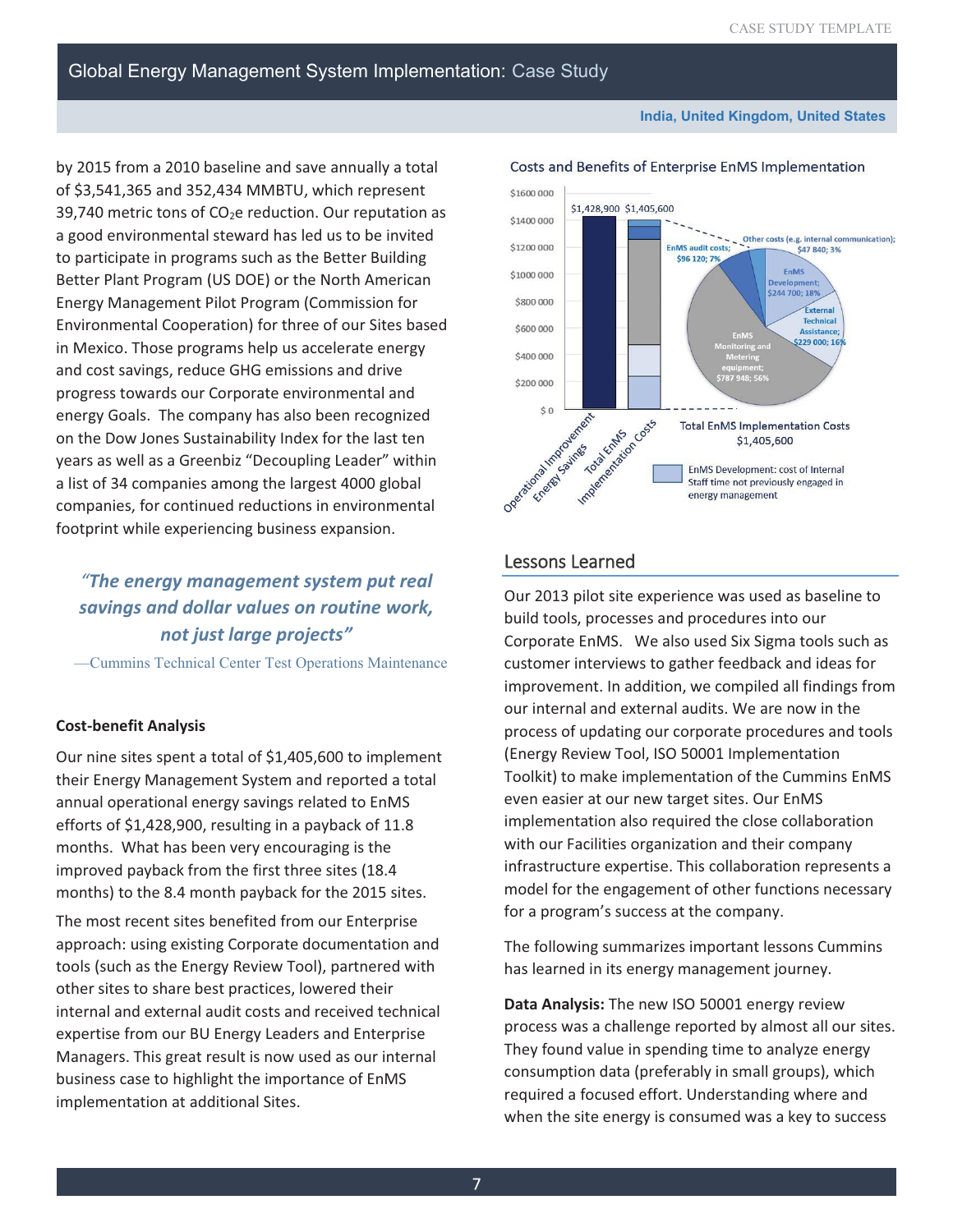by 2015 from a 2010 baseline and save annually a total of $3,541,365 and 352,434 MMBTU, which represent 39,740 metric tons of $CO_2$e reduction. Our reputation as a good environmental steward has led us to be invited to participate in programs such as the Better Building Better Plant Program (US DOE) or the North American Energy Management Pilot Program (Commission for Environmental Cooperation) for three of our Sites based in Mexico. Those programs help us accelerate energy and cost savings, reduce GHG emissions and drive progress towards our Corporate environmental and energy Goals. The company has also been recognized on the Dow Jones Sustainability Index for the last ten years as well as a Greenbiz "Decoupling Leader" within a list of 34 companies among the largest 4000 global companies, for continued reductions in environmental footprint while experiencing business expansion.

> *"The energy management system put real savings and dollar values on routine work, not just large projects"*
>
> —Cummins Technical Center Test Operations Maintenance

**Cost-benefit Analysis**

Our nine sites spent a total of $1,405,600 to implement their Energy Management System and reported a total annual operational energy savings related to EnMS efforts of $1,428,900, resulting in a payback of 11.8 months. What has been very encouraging is the improved payback from the first three sites (18.4 months) to the 8.4 month payback for the 2015 sites.

The most recent sites benefited from our Enterprise approach: using existing Corporate documentation and tools (such as the Energy Review Tool), partnered with other sites to share best practices, lowered their internal and external audit costs and received technical expertise from our BU Energy Leaders and Enterprise Managers. This great result is now used as our internal business case to highlight the importance of EnMS implementation at additional Sites.

Costs and Benefits of Enterprise EnMS Implementation

| Item | Value |
|---|---|
| Operational Improvement Energy Savings | $1,428,900 |
| Total EnMS Implementation Costs | $1,405,600 |

Total EnMS Implementation Costs $1,405,600:

| Cost category | Amount | Share |
|---|---|---|
| EnMS Monitoring and Metering equipment | $787 948 | 56% |
| EnMS Development | $244 700 | 18% |
| External Technical Assistance | $229 000 | 16% |
| EnMS audit costs | $96 120 | 7% |
| Other costs (e.g. internal communication) | $47 840 | 3% |

EnMS Development: cost of Internal Staff time not previously engaged in energy management

## Lessons Learned

Our 2013 pilot site experience was used as baseline to build tools, processes and procedures into our Corporate EnMS. We also used Six Sigma tools such as customer interviews to gather feedback and ideas for improvement. In addition, we compiled all findings from our internal and external audits. We are now in the process of updating our corporate procedures and tools (Energy Review Tool, ISO 50001 Implementation Toolkit) to make implementation of the Cummins EnMS even easier at our new target sites. Our EnMS implementation also required the close collaboration with our Facilities organization and their company infrastructure expertise. This collaboration represents a model for the engagement of other functions necessary for a program's success at the company.

The following summarizes important lessons Cummins has learned in its energy management journey.

**Data Analysis:** The new ISO 50001 energy review process was a challenge reported by almost all our sites. They found value in spending time to analyze energy consumption data (preferably in small groups), which required a focused effort. Understanding where and when the site energy is consumed was a key to success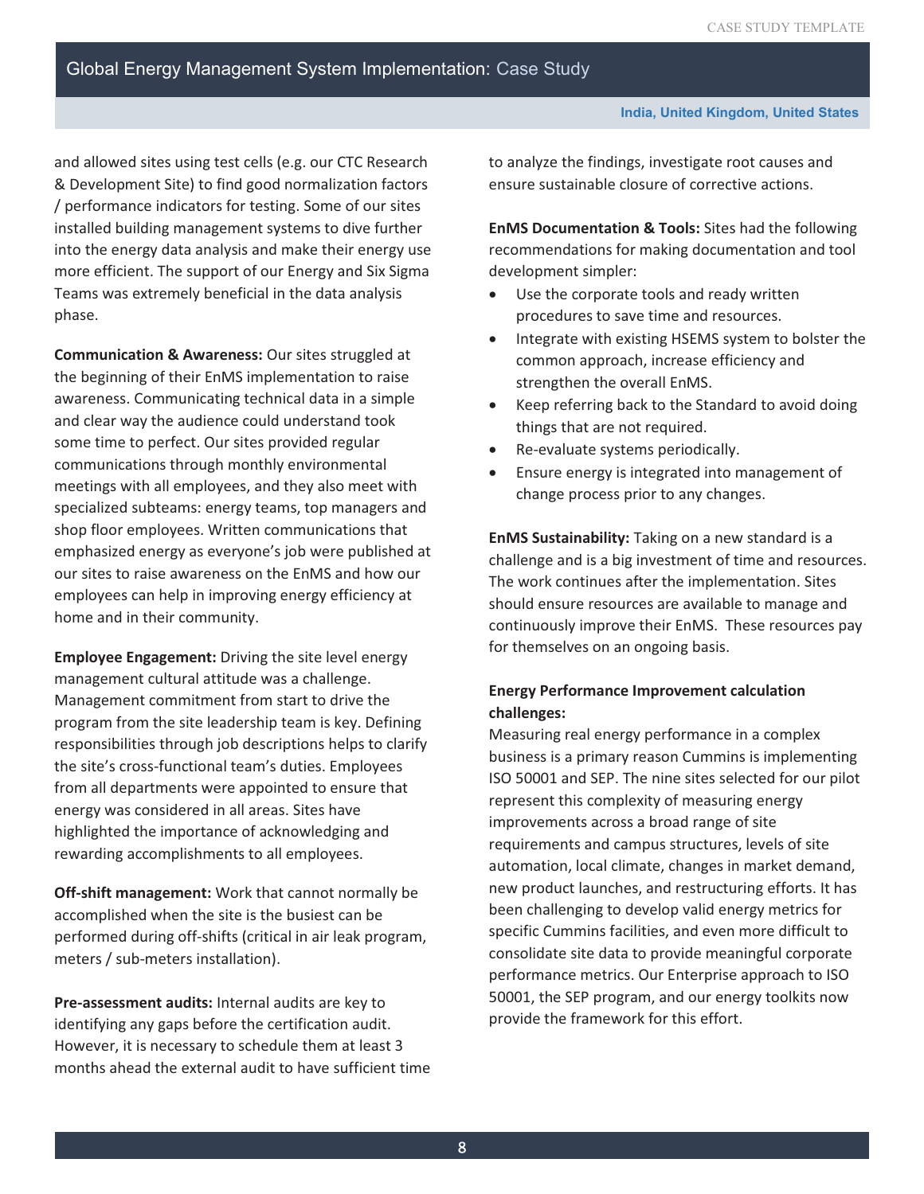and allowed sites using test cells (e.g. our CTC Research & Development Site) to find good normalization factors / performance indicators for testing. Some of our sites installed building management systems to dive further into the energy data analysis and make their energy use more efficient. The support of our Energy and Six Sigma Teams was extremely beneficial in the data analysis phase.

**Communication & Awareness:** Our sites struggled at the beginning of their EnMS implementation to raise awareness. Communicating technical data in a simple and clear way the audience could understand took some time to perfect. Our sites provided regular communications through monthly environmental meetings with all employees, and they also meet with specialized subteams: energy teams, top managers and shop floor employees. Written communications that emphasized energy as everyone's job were published at our sites to raise awareness on the EnMS and how our employees can help in improving energy efficiency at home and in their community.

**Employee Engagement:** Driving the site level energy management cultural attitude was a challenge. Management commitment from start to drive the program from the site leadership team is key. Defining responsibilities through job descriptions helps to clarify the site's cross-functional team's duties. Employees from all departments were appointed to ensure that energy was considered in all areas. Sites have highlighted the importance of acknowledging and rewarding accomplishments to all employees.

**Off-shift management:** Work that cannot normally be accomplished when the site is the busiest can be performed during off-shifts (critical in air leak program, meters / sub-meters installation).

**Pre-assessment audits:** Internal audits are key to identifying any gaps before the certification audit. However, it is necessary to schedule them at least 3 months ahead the external audit to have sufficient time to analyze the findings, investigate root causes and ensure sustainable closure of corrective actions.

**EnMS Documentation & Tools:** Sites had the following recommendations for making documentation and tool development simpler:

- Use the corporate tools and ready written procedures to save time and resources.
- Integrate with existing HSEMS system to bolster the common approach, increase efficiency and strengthen the overall EnMS.
- Keep referring back to the Standard to avoid doing things that are not required.
- Re-evaluate systems periodically.
- Ensure energy is integrated into management of change process prior to any changes.

**EnMS Sustainability:** Taking on a new standard is a challenge and is a big investment of time and resources. The work continues after the implementation. Sites should ensure resources are available to manage and continuously improve their EnMS. These resources pay for themselves on an ongoing basis.

**Energy Performance Improvement calculation challenges:**

Measuring real energy performance in a complex business is a primary reason Cummins is implementing ISO 50001 and SEP. The nine sites selected for our pilot represent this complexity of measuring energy improvements across a broad range of site requirements and campus structures, levels of site automation, local climate, changes in market demand, new product launches, and restructuring efforts. It has been challenging to develop valid energy metrics for specific Cummins facilities, and even more difficult to consolidate site data to provide meaningful corporate performance metrics. Our Enterprise approach to ISO 50001, the SEP program, and our energy toolkits now provide the framework for this effort.